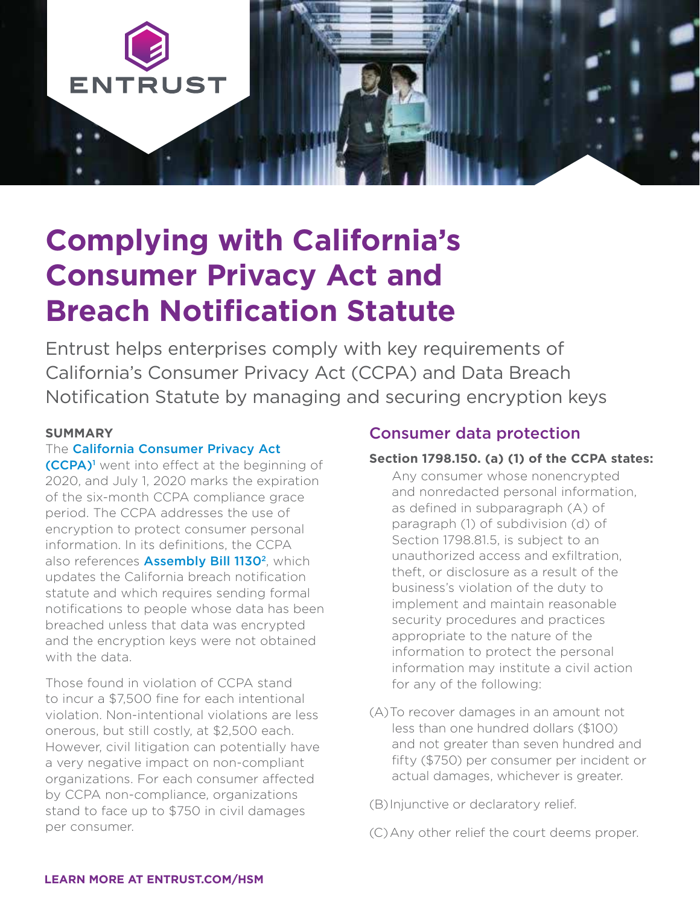ENTRUST

# Complying with California's Consumer Privacy Act and Breach Notification Statute

Entrust helps enterprises comply with key requirements of California's Consumer Privacy Act (CCPA) and Data Breach Notification Statute by managing and securing encryption keys

**SUMMARY**

The California Consumer Privacy Act (CCPA)[1] went into effect at the beginning of 2020, and July 1, 2020 marks the expiration of the six-month CCPA compliance grace period. The CCPA addresses the use of encryption to protect consumer personal information. In its definitions, the CCPA also references Assembly Bill 1130[2], which updates the California breach notification statute and which requires sending formal notifications to people whose data has been breached unless that data was encrypted and the encryption keys were not obtained with the data.

Those found in violation of CCPA stand to incur a $7,500 fine for each intentional violation. Non-intentional violations are less onerous, but still costly, at $2,500 each. However, civil litigation can potentially have a very negative impact on non-compliant organizations. For each consumer affected by CCPA non-compliance, organizations stand to face up to $750 in civil damages per consumer.

## Consumer data protection

**Section 1798.150. (a) (1) of the CCPA states:**

Any consumer whose nonencrypted and nonredacted personal information, as defined in subparagraph (A) of paragraph (1) of subdivision (d) of Section 1798.81.5, is subject to an unauthorized access and exfiltration, theft, or disclosure as a result of the business's violation of the duty to implement and maintain reasonable security procedures and practices appropriate to the nature of the information to protect the personal information may institute a civil action for any of the following:

(A) To recover damages in an amount not less than one hundred dollars ($100) and not greater than seven hundred and fifty ($750) per consumer per incident or actual damages, whichever is greater.

(B) Injunctive or declaratory relief.

(C) Any other relief the court deems proper.

**LEARN MORE AT ENTRUST.COM/HSM**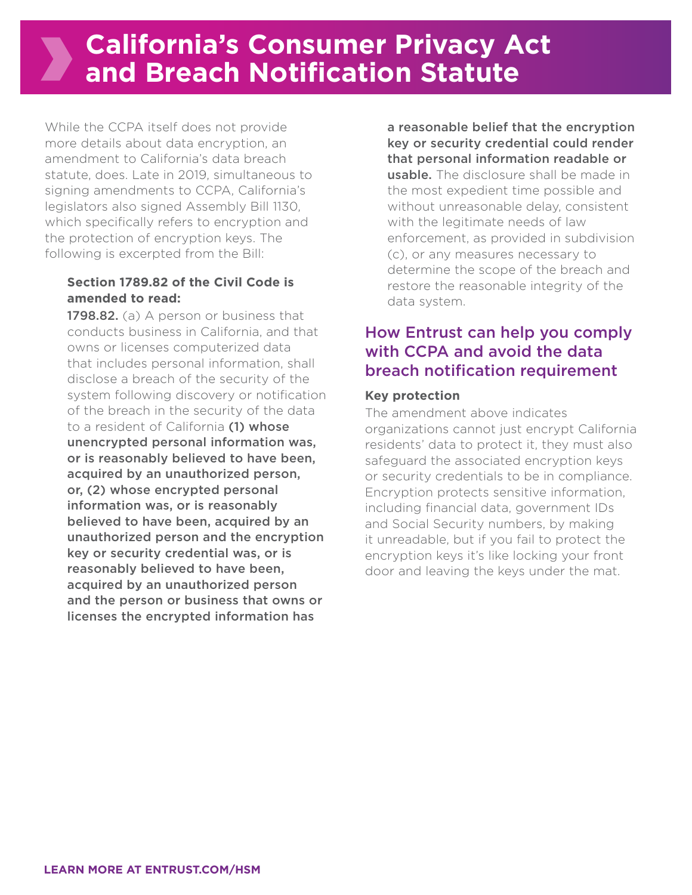# California's Consumer Privacy Act and Breach Notification Statute

While the CCPA itself does not provide more details about data encryption, an amendment to California's data breach statute, does. Late in 2019, simultaneous to signing amendments to CCPA, California's legislators also signed Assembly Bill 1130, which specifically refers to encryption and the protection of encryption keys. The following is excerpted from the Bill:

> **Section 1789.82 of the Civil Code is amended to read:**
>
> **1798.82.** (a) A person or business that conducts business in California, and that owns or licenses computerized data that includes personal information, shall disclose a breach of the security of the system following discovery or notification of the breach in the security of the data to a resident of California **(1) whose unencrypted personal information was, or is reasonably believed to have been, acquired by an unauthorized person, or, (2) whose encrypted personal information was, or is reasonably believed to have been, acquired by an unauthorized person and the encryption key or security credential was, or is reasonably believed to have been, acquired by an unauthorized person and the person or business that owns or licenses the encrypted information has a reasonable belief that the encryption key or security credential could render that personal information readable or usable.** The disclosure shall be made in the most expedient time possible and without unreasonable delay, consistent with the legitimate needs of law enforcement, as provided in subdivision (c), or any measures necessary to determine the scope of the breach and restore the reasonable integrity of the data system.

## How Entrust can help you comply with CCPA and avoid the data breach notification requirement

**Key protection**

The amendment above indicates organizations cannot just encrypt California residents' data to protect it, they must also safeguard the associated encryption keys or security credentials to be in compliance. Encryption protects sensitive information, including financial data, government IDs and Social Security numbers, by making it unreadable, but if you fail to protect the encryption keys it's like locking your front door and leaving the keys under the mat.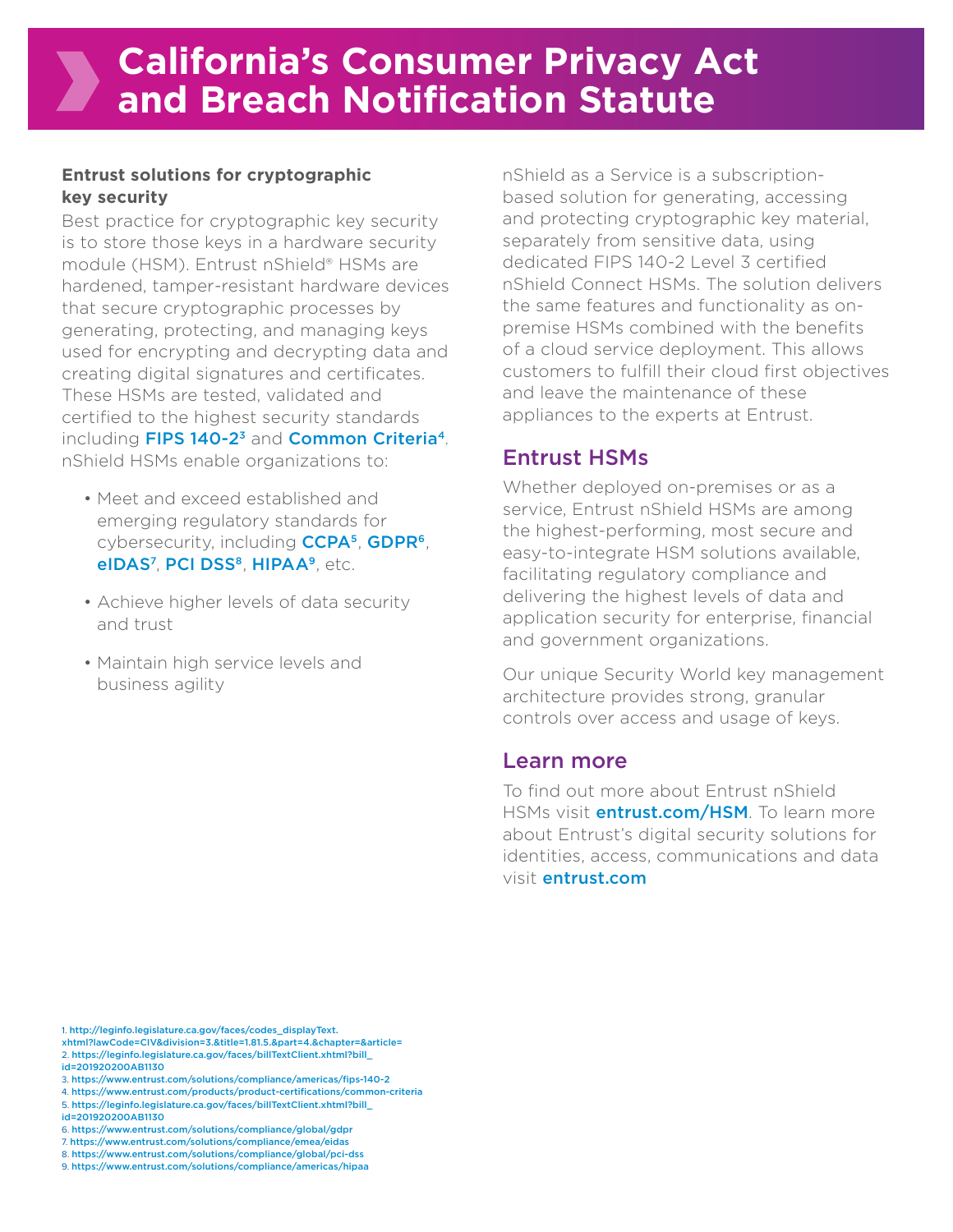# California's Consumer Privacy Act and Breach Notification Statute

**Entrust solutions for cryptographic key security**

Best practice for cryptographic key security is to store those keys in a hardware security module (HSM). Entrust nShield® HSMs are hardened, tamper-resistant hardware devices that secure cryptographic processes by generating, protecting, and managing keys used for encrypting and decrypting data and creating digital signatures and certificates. These HSMs are tested, validated and certified to the highest security standards including **FIPS 140-2**[3] and **Common Criteria**[4]. nShield HSMs enable organizations to:

- Meet and exceed established and emerging regulatory standards for cybersecurity, including **CCPA**[5], **GDPR**[6], **eIDAS**[7], **PCI DSS**[8], **HIPAA**[9], etc.
- Achieve higher levels of data security and trust
- Maintain high service levels and business agility

nShield as a Service is a subscription-based solution for generating, accessing and protecting cryptographic key material, separately from sensitive data, using dedicated FIPS 140-2 Level 3 certified nShield Connect HSMs. The solution delivers the same features and functionality as on-premise HSMs combined with the benefits of a cloud service deployment. This allows customers to fulfill their cloud first objectives and leave the maintenance of these appliances to the experts at Entrust.

## Entrust HSMs

Whether deployed on-premises or as a service, Entrust nShield HSMs are among the highest-performing, most secure and easy-to-integrate HSM solutions available, facilitating regulatory compliance and delivering the highest levels of data and application security for enterprise, financial and government organizations.

Our unique Security World key management architecture provides strong, granular controls over access and usage of keys.

## Learn more

To find out more about Entrust nShield HSMs visit **entrust.com/HSM**. To learn more about Entrust's digital security solutions for identities, access, communications and data visit **entrust.com**

1. http://leginfo.legislature.ca.gov/faces/codes_displayText.xhtml?lawCode=CIV&division=3.&title=1.81.5.&part=4.&chapter=&article=
2. https://leginfo.legislature.ca.gov/faces/billTextClient.xhtml?bill_id=201920200AB1130
3. https://www.entrust.com/solutions/compliance/americas/fips-140-2
4. https://www.entrust.com/products/product-certifications/common-criteria
5. https://leginfo.legislature.ca.gov/faces/billTextClient.xhtml?bill_id=201920200AB1130
6. https://www.entrust.com/solutions/compliance/global/gdpr
7. https://www.entrust.com/solutions/compliance/emea/eidas
8. https://www.entrust.com/solutions/compliance/global/pci-dss
9. https://www.entrust.com/solutions/compliance/americas/hipaa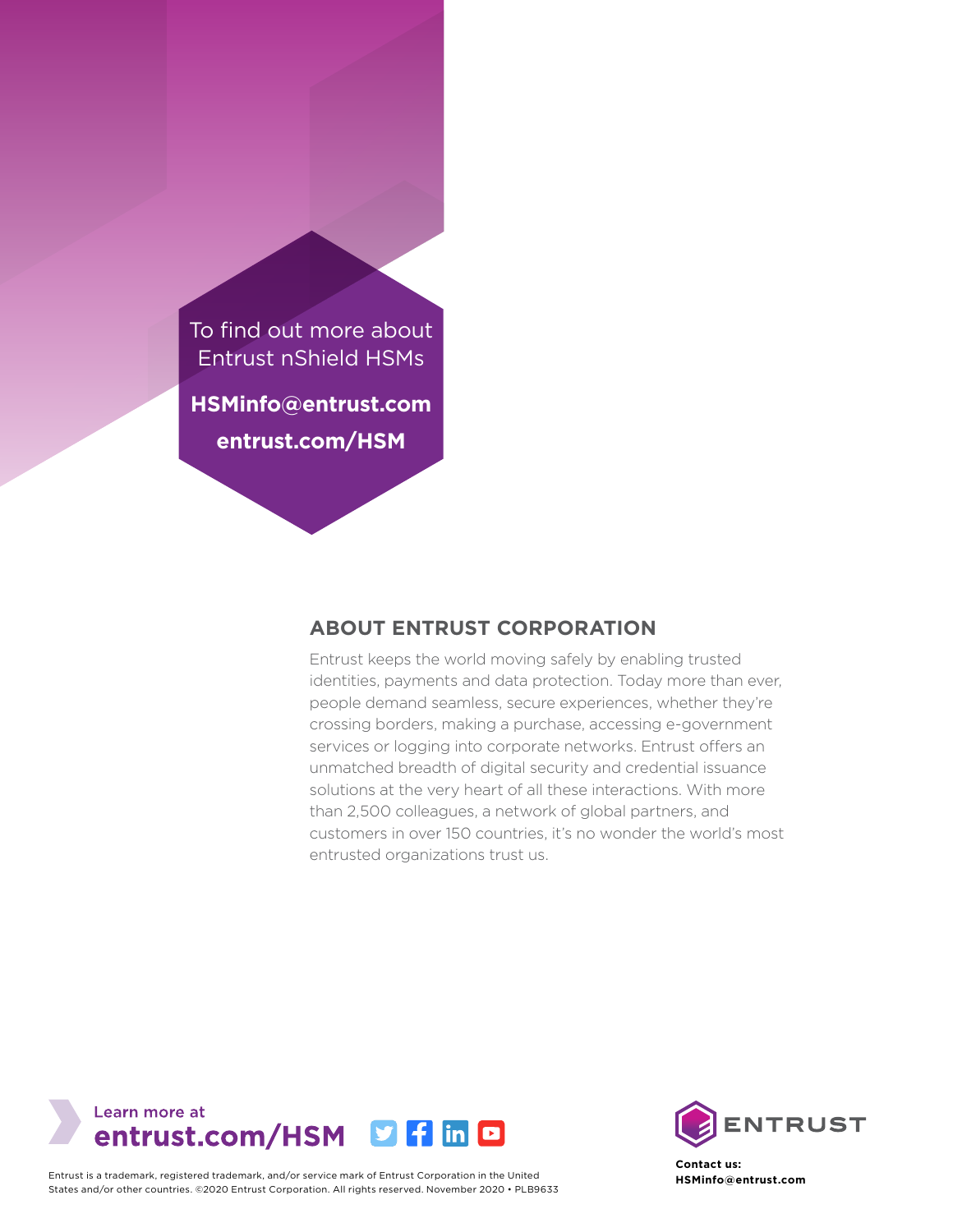To find out more about Entrust nShield HSMs

**HSMinfo@entrust.com**

**entrust.com/HSM**

## ABOUT ENTRUST CORPORATION

Entrust keeps the world moving safely by enabling trusted identities, payments and data protection. Today more than ever, people demand seamless, secure experiences, whether they're crossing borders, making a purchase, accessing e-government services or logging into corporate networks. Entrust offers an unmatched breadth of digital security and credential issuance solutions at the very heart of all these interactions. With more than 2,500 colleagues, a network of global partners, and customers in over 150 countries, it's no wonder the world's most entrusted organizations trust us.

Learn more at
**entrust.com/HSM**

ENTRUST

**Contact us:**
**HSMinfo@entrust.com**

Entrust is a trademark, registered trademark, and/or service mark of Entrust Corporation in the United States and/or other countries. ©2020 Entrust Corporation. All rights reserved. November 2020 • PLB9633